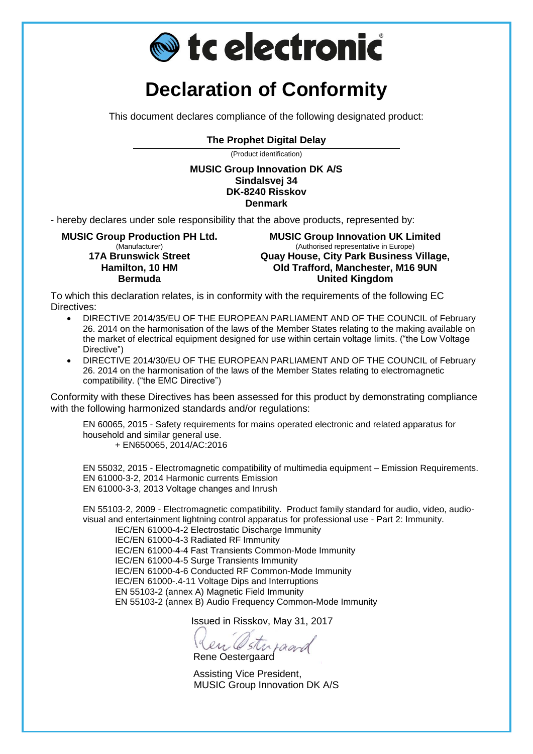tc electronic

# Declaration of Conformity

This document declares compliance of the following designated product:

**The Prophet Digital Delay**

(Product identification)

**MUSIC Group Innovation DK A/S**
**Sindalsvej 34**
**DK-8240 Risskov**
**Denmark**

- hereby declares under sole responsibility that the above products, represented by:

**MUSIC Group Production PH Ltd.**
(Manufacturer)
**17A Brunswick Street**
**Hamilton, 10 HM**
**Bermuda**

**MUSIC Group Innovation UK Limited**
(Authorised representative in Europe)
**Quay House, City Park Business Village,**
**Old Trafford, Manchester, M16 9UN**
**United Kingdom**

To which this declaration relates, is in conformity with the requirements of the following EC Directives:

- DIRECTIVE 2014/35/EU OF THE EUROPEAN PARLIAMENT AND OF THE COUNCIL of February 26. 2014 on the harmonisation of the laws of the Member States relating to the making available on the market of electrical equipment designed for use within certain voltage limits. ("the Low Voltage Directive")
- DIRECTIVE 2014/30/EU OF THE EUROPEAN PARLIAMENT AND OF THE COUNCIL of February 26. 2014 on the harmonisation of the laws of the Member States relating to electromagnetic compatibility. ("the EMC Directive")

Conformity with these Directives has been assessed for this product by demonstrating compliance with the following harmonized standards and/or regulations:

EN 60065, 2015 - Safety requirements for mains operated electronic and related apparatus for household and similar general use.
+ EN650065, 2014/AC:2016

EN 55032, 2015 - Electromagnetic compatibility of multimedia equipment – Emission Requirements.
EN 61000-3-2, 2014 Harmonic currents Emission
EN 61000-3-3, 2013 Voltage changes and Inrush

EN 55103-2, 2009 - Electromagnetic compatibility. Product family standard for audio, video, audio-visual and entertainment lightning control apparatus for professional use - Part 2: Immunity.
IEC/EN 61000-4-2 Electrostatic Discharge Immunity
IEC/EN 61000-4-3 Radiated RF Immunity
IEC/EN 61000-4-4 Fast Transients Common-Mode Immunity
IEC/EN 61000-4-5 Surge Transients Immunity
IEC/EN 61000-4-6 Conducted RF Common-Mode Immunity
IEC/EN 61000-.4-11 Voltage Dips and Interruptions
EN 55103-2 (annex A) Magnetic Field Immunity
EN 55103-2 (annex B) Audio Frequency Common-Mode Immunity

Issued in Risskov, May 31, 2017

Rene Oestergaard

Assisting Vice President,
MUSIC Group Innovation DK A/S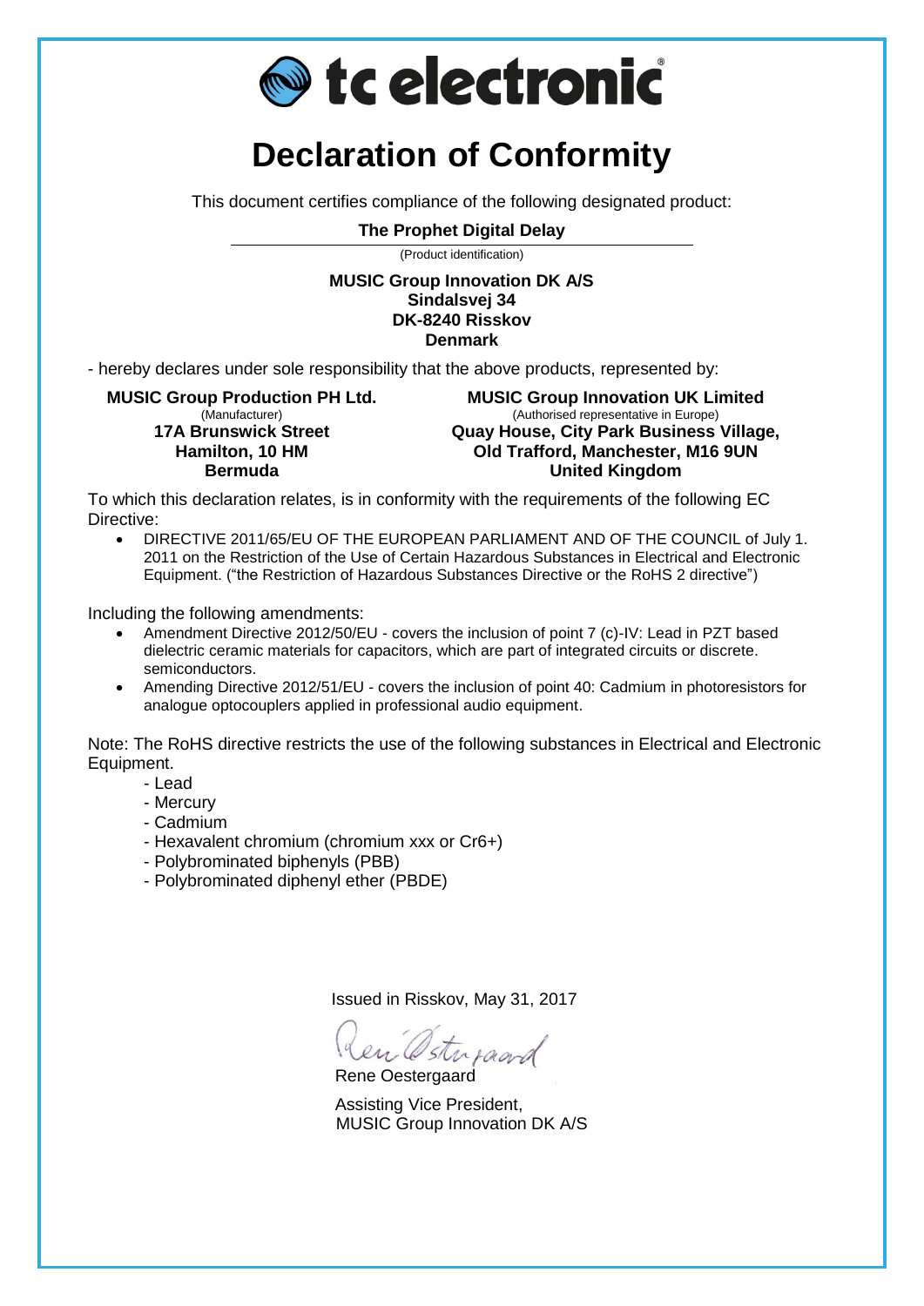tc electronic

# Declaration of Conformity

This document certifies compliance of the following designated product:

**The Prophet Digital Delay**

(Product identification)

**MUSIC Group Innovation DK A/S**
**Sindalsvej 34**
**DK-8240 Risskov**
**Denmark**

- hereby declares under sole responsibility that the above products, represented by:

**MUSIC Group Production PH Ltd.**
(Manufacturer)
**17A Brunswick Street**
**Hamilton, 10 HM**
**Bermuda**

**MUSIC Group Innovation UK Limited**
(Authorised representative in Europe)
**Quay House, City Park Business Village,**
**Old Trafford, Manchester, M16 9UN**
**United Kingdom**

To which this declaration relates, is in conformity with the requirements of the following EC Directive:

- DIRECTIVE 2011/65/EU OF THE EUROPEAN PARLIAMENT AND OF THE COUNCIL of July 1. 2011 on the Restriction of the Use of Certain Hazardous Substances in Electrical and Electronic Equipment. ("the Restriction of Hazardous Substances Directive or the RoHS 2 directive")

Including the following amendments:

- Amendment Directive 2012/50/EU - covers the inclusion of point 7 (c)-IV: Lead in PZT based dielectric ceramic materials for capacitors, which are part of integrated circuits or discrete. semiconductors.
- Amending Directive 2012/51/EU - covers the inclusion of point 40: Cadmium in photoresistors for analogue optocouplers applied in professional audio equipment.

Note: The RoHS directive restricts the use of the following substances in Electrical and Electronic Equipment.

- Lead
- Mercury
- Cadmium
- Hexavalent chromium (chromium xxx or Cr6+)
- Polybrominated biphenyls (PBB)
- Polybrominated diphenyl ether (PBDE)

Issued in Risskov, May 31, 2017

Rene Oestergaard

Assisting Vice President,
MUSIC Group Innovation DK A/S